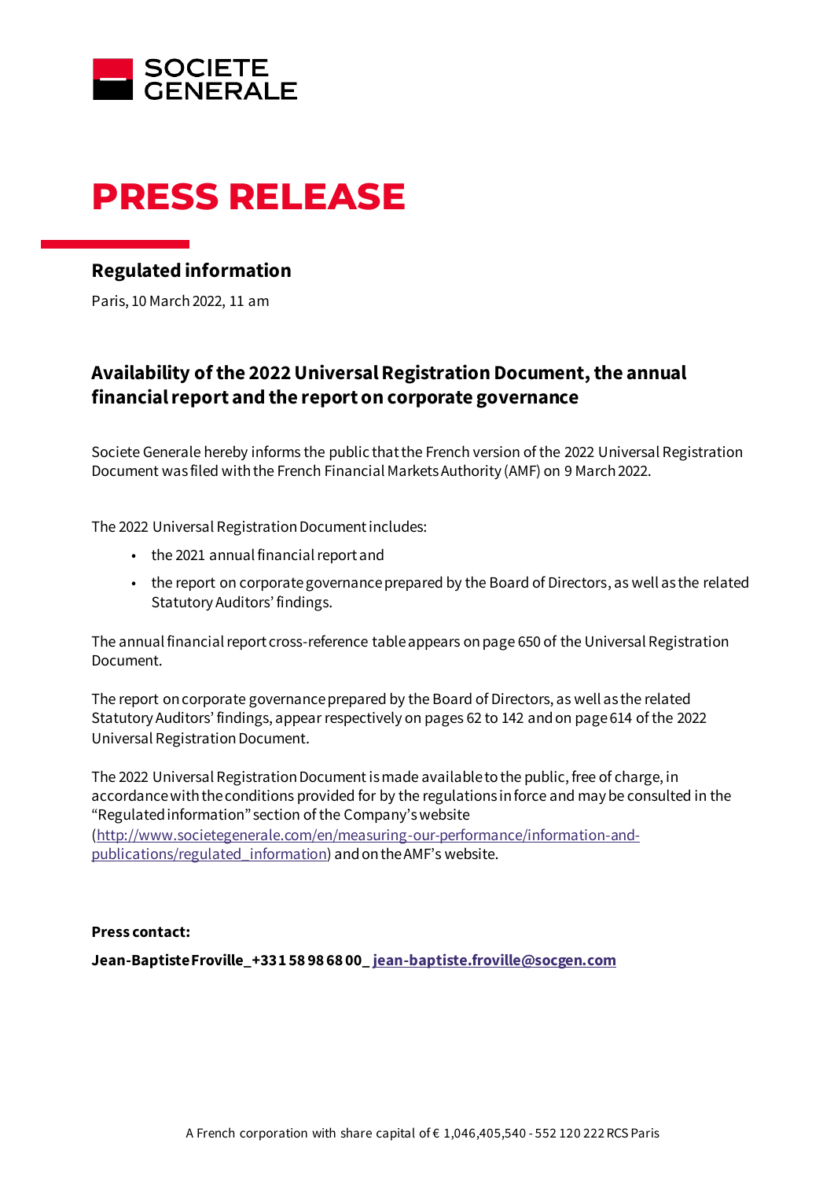SOCIETE GENERALE

# PRESS RELEASE

## Regulated information

Paris, 10 March 2022, 11 am

### Availability of the 2022 Universal Registration Document, the annual financial report and the report on corporate governance

Societe Generale hereby informs the public that the French version of the 2022 Universal Registration Document was filed with the French Financial Markets Authority (AMF) on 9 March 2022.

The 2022 Universal Registration Document includes:

- the 2021 annual financial report and
- the report on corporate governance prepared by the Board of Directors, as well as the related Statutory Auditors' findings.

The annual financial report cross-reference table appears on page 650 of the Universal Registration Document.

The report on corporate governance prepared by the Board of Directors, as well as the related Statutory Auditors' findings, appear respectively on pages 62 to 142 and on page 614 of the 2022 Universal Registration Document.

The 2022 Universal Registration Document is made available to the public, free of charge, in accordance with the conditions provided for by the regulations in force and may be consulted in the "Regulated information" section of the Company's website (http://www.societegenerale.com/en/measuring-our-performance/information-and-publications/regulated_information) and on the AMF's website.

**Press contact:**

**Jean-Baptiste Froville_+33 1 58 98 68 00_ jean-baptiste.froville@socgen.com**

A French corporation with share capital of € 1,046,405,540 - 552 120 222 RCS Paris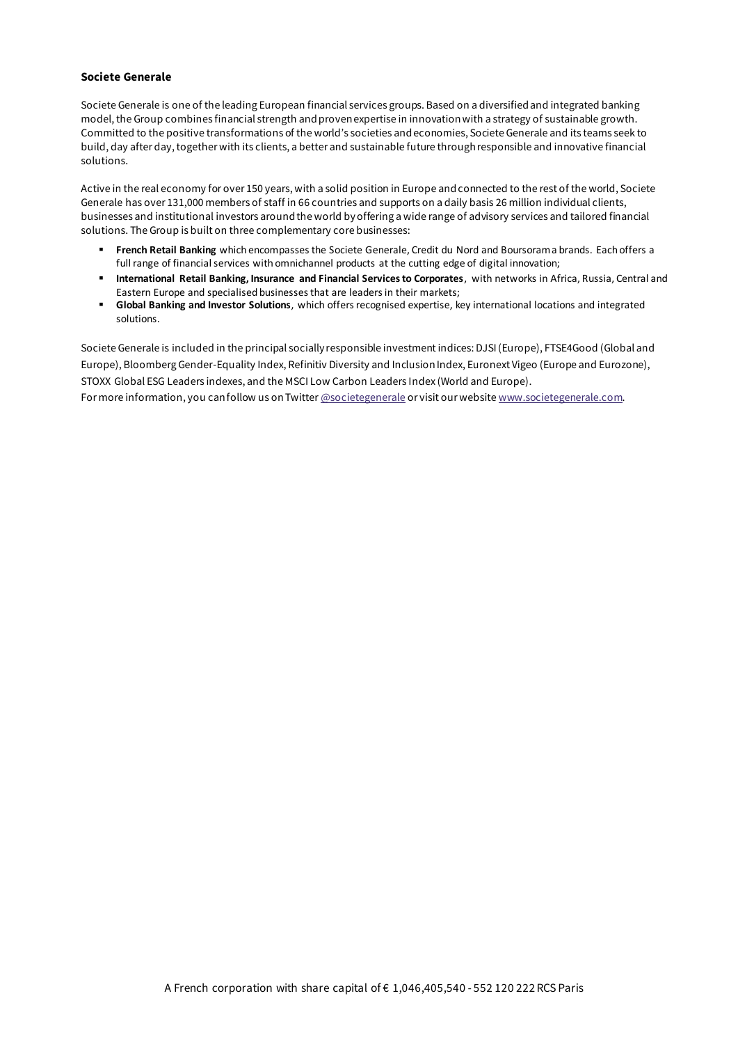**Societe Generale**

Societe Generale is one of the leading European financial services groups. Based on a diversified and integrated banking model, the Group combines financial strength and proven expertise in innovation with a strategy of sustainable growth. Committed to the positive transformations of the world's societies and economies, Societe Generale and its teams seek to build, day after day, together with its clients, a better and sustainable future through responsible and innovative financial solutions.

Active in the real economy for over 150 years, with a solid position in Europe and connected to the rest of the world, Societe Generale has over 131,000 members of staff in 66 countries and supports on a daily basis 26 million individual clients, businesses and institutional investors around the world by offering a wide range of advisory services and tailored financial solutions. The Group is built on three complementary core businesses:

- **French Retail Banking** which encompasses the Societe Generale, Credit du Nord and Boursorama brands. Each offers a full range of financial services with omnichannel products at the cutting edge of digital innovation;
- **International Retail Banking, Insurance and Financial Services to Corporates**, with networks in Africa, Russia, Central and Eastern Europe and specialised businesses that are leaders in their markets;
- **Global Banking and Investor Solutions**, which offers recognised expertise, key international locations and integrated solutions.

Societe Generale is included in the principal socially responsible investment indices: DJSI (Europe), FTSE4Good (Global and Europe), Bloomberg Gender-Equality Index, Refinitiv Diversity and Inclusion Index, Euronext Vigeo (Europe and Eurozone), STOXX Global ESG Leaders indexes, and the MSCI Low Carbon Leaders Index (World and Europe).
For more information, you can follow us on Twitter @societegenerale or visit our website www.societegenerale.com.

A French corporation with share capital of € 1,046,405,540 - 552 120 222 RCS Paris